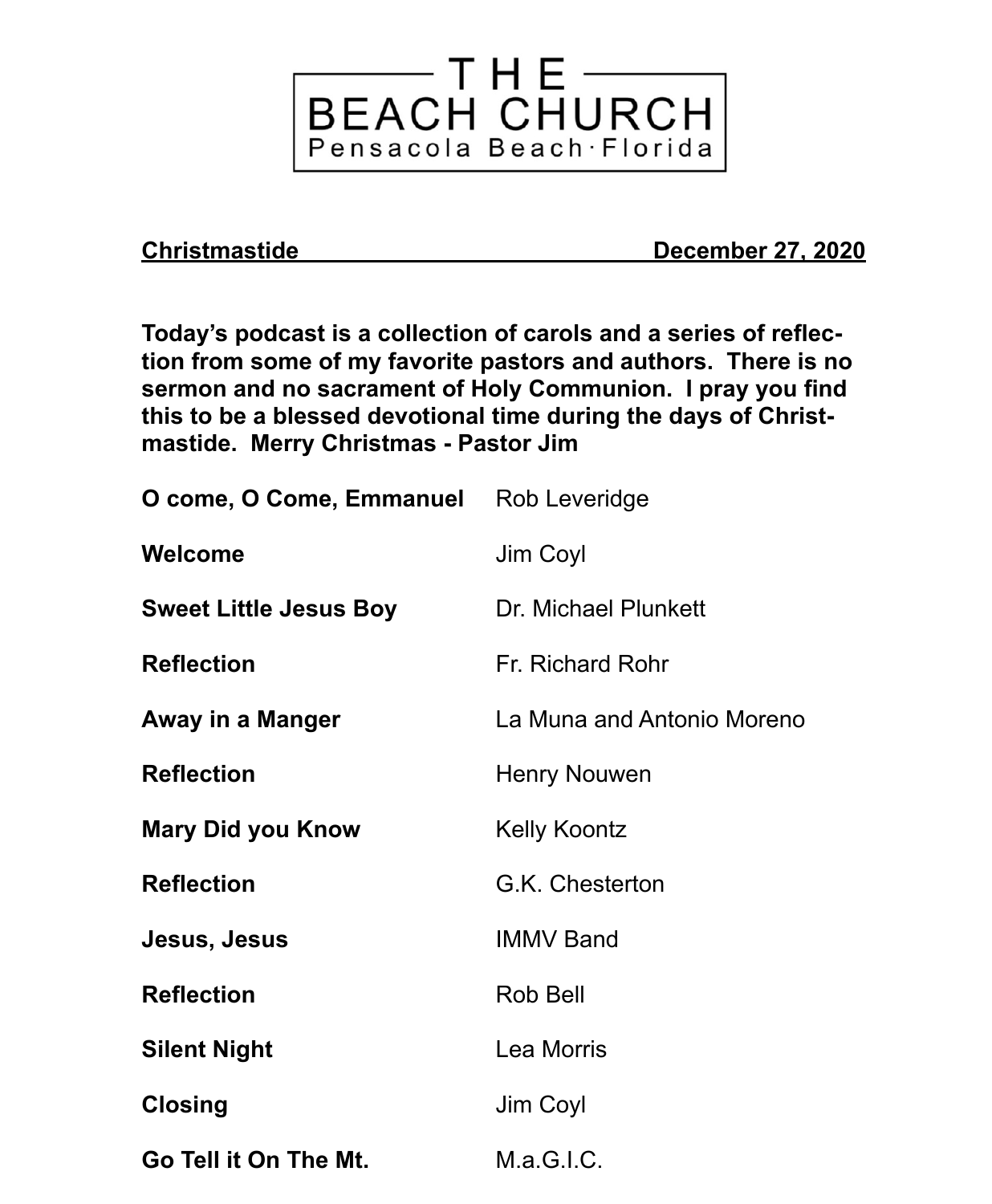# THE BEACH CHURCH
Pensacola Beach·Florida

**Christmastide** **December 27, 2020**

**Today's podcast is a collection of carols and a series of reflection from some of my favorite pastors and authors. There is no sermon and no sacrament of Holy Communion. I pray you find this to be a blessed devotional time during the days of Christmastide. Merry Christmas - Pastor Jim**

| | |
|---|---|
| **O come, O Come, Emmanuel** | Rob Leveridge |
| **Welcome** | Jim Coyl |
| **Sweet Little Jesus Boy** | Dr. Michael Plunkett |
| **Reflection** | Fr. Richard Rohr |
| **Away in a Manger** | La Muna and Antonio Moreno |
| **Reflection** | Henry Nouwen |
| **Mary Did you Know** | Kelly Koontz |
| **Reflection** | G.K. Chesterton |
| **Jesus, Jesus** | IMMV Band |
| **Reflection** | Rob Bell |
| **Silent Night** | Lea Morris |
| **Closing** | Jim Coyl |
| **Go Tell it On The Mt.** | M.a.G.I.C. |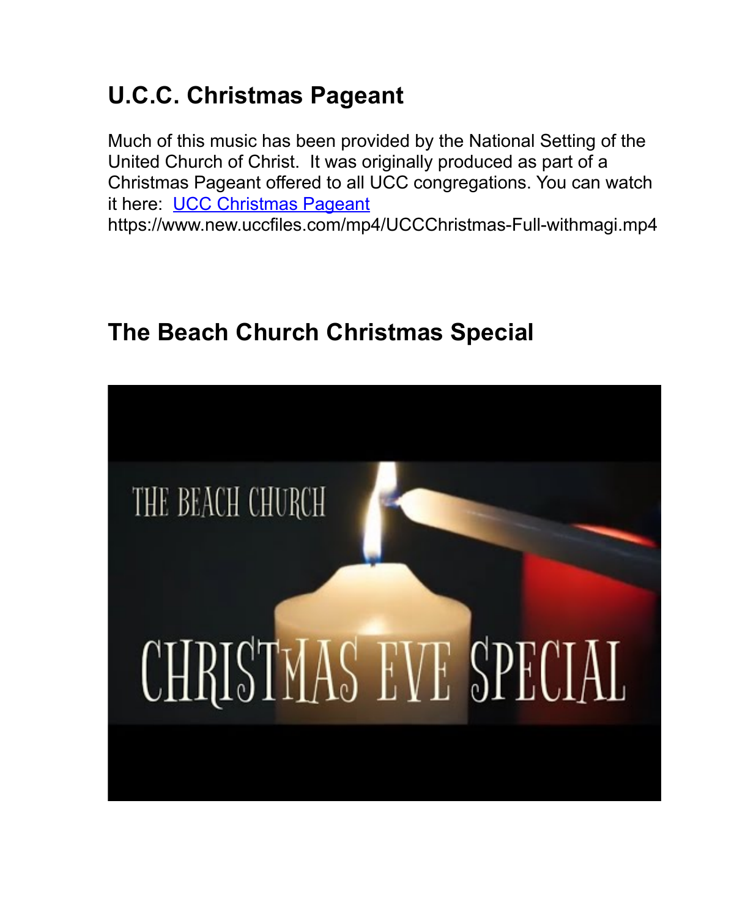## U.C.C. Christmas Pageant

Much of this music has been provided by the National Setting of the United Church of Christ. It was originally produced as part of a Christmas Pageant offered to all UCC congregations. You can watch it here: [UCC Christmas Pageant](https://www.new.uccfiles.com/mp4/UCCChristmas-Full-withmagi.mp4)
https://www.new.uccfiles.com/mp4/UCCChristmas-Full-withmagi.mp4

## The Beach Church Christmas Special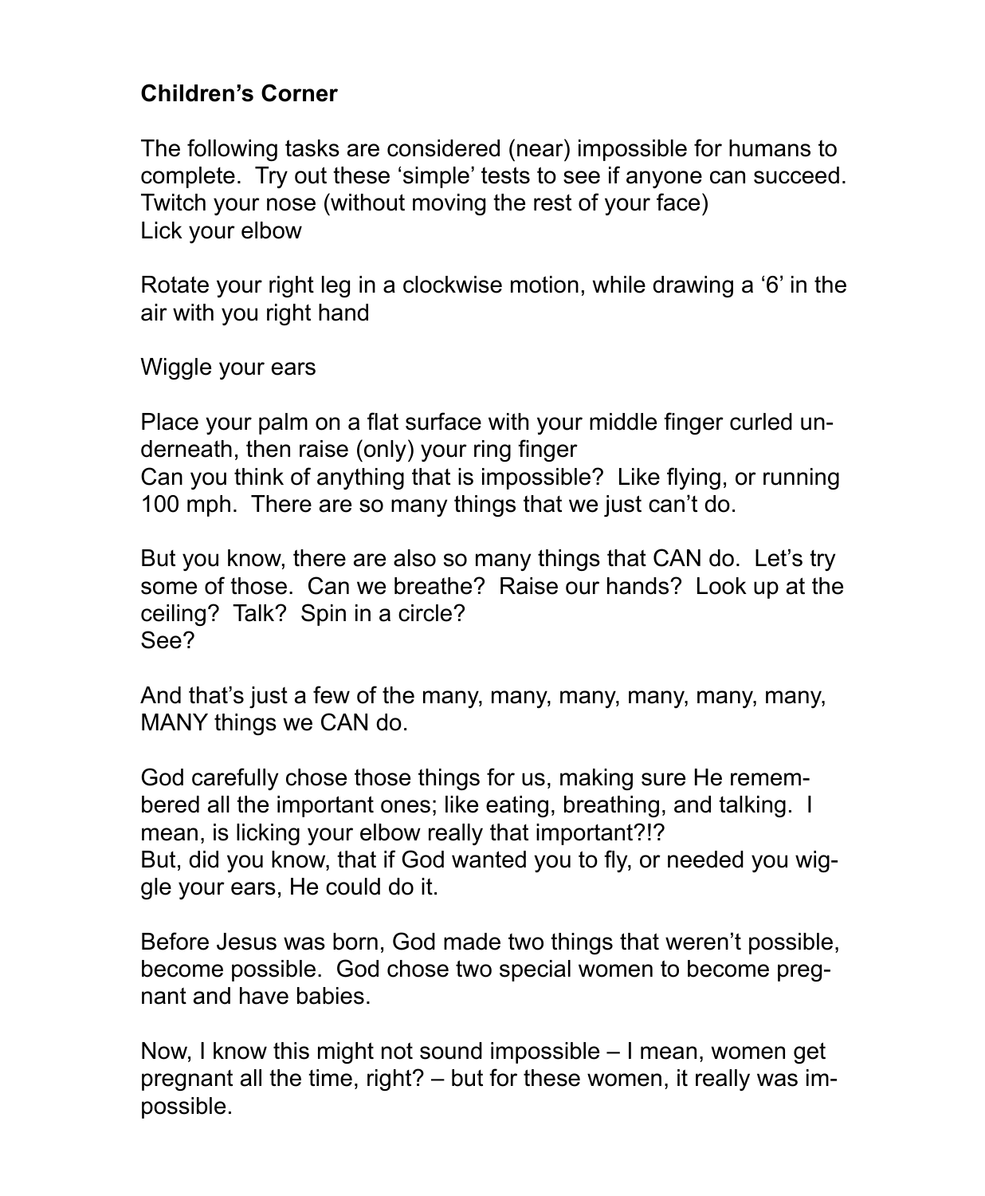**Children's Corner**

The following tasks are considered (near) impossible for humans to complete. Try out these 'simple' tests to see if anyone can succeed.
Twitch your nose (without moving the rest of your face)
Lick your elbow

Rotate your right leg in a clockwise motion, while drawing a '6' in the air with you right hand

Wiggle your ears

Place your palm on a flat surface with your middle finger curled underneath, then raise (only) your ring finger
Can you think of anything that is impossible? Like flying, or running 100 mph. There are so many things that we just can't do.

But you know, there are also so many things that CAN do. Let's try some of those. Can we breathe? Raise our hands? Look up at the ceiling? Talk? Spin in a circle?
See?

And that's just a few of the many, many, many, many, many, many, MANY things we CAN do.

God carefully chose those things for us, making sure He remembered all the important ones; like eating, breathing, and talking. I mean, is licking your elbow really that important?!?
But, did you know, that if God wanted you to fly, or needed you wiggle your ears, He could do it.

Before Jesus was born, God made two things that weren't possible, become possible. God chose two special women to become pregnant and have babies.

Now, I know this might not sound impossible – I mean, women get pregnant all the time, right? – but for these women, it really was impossible.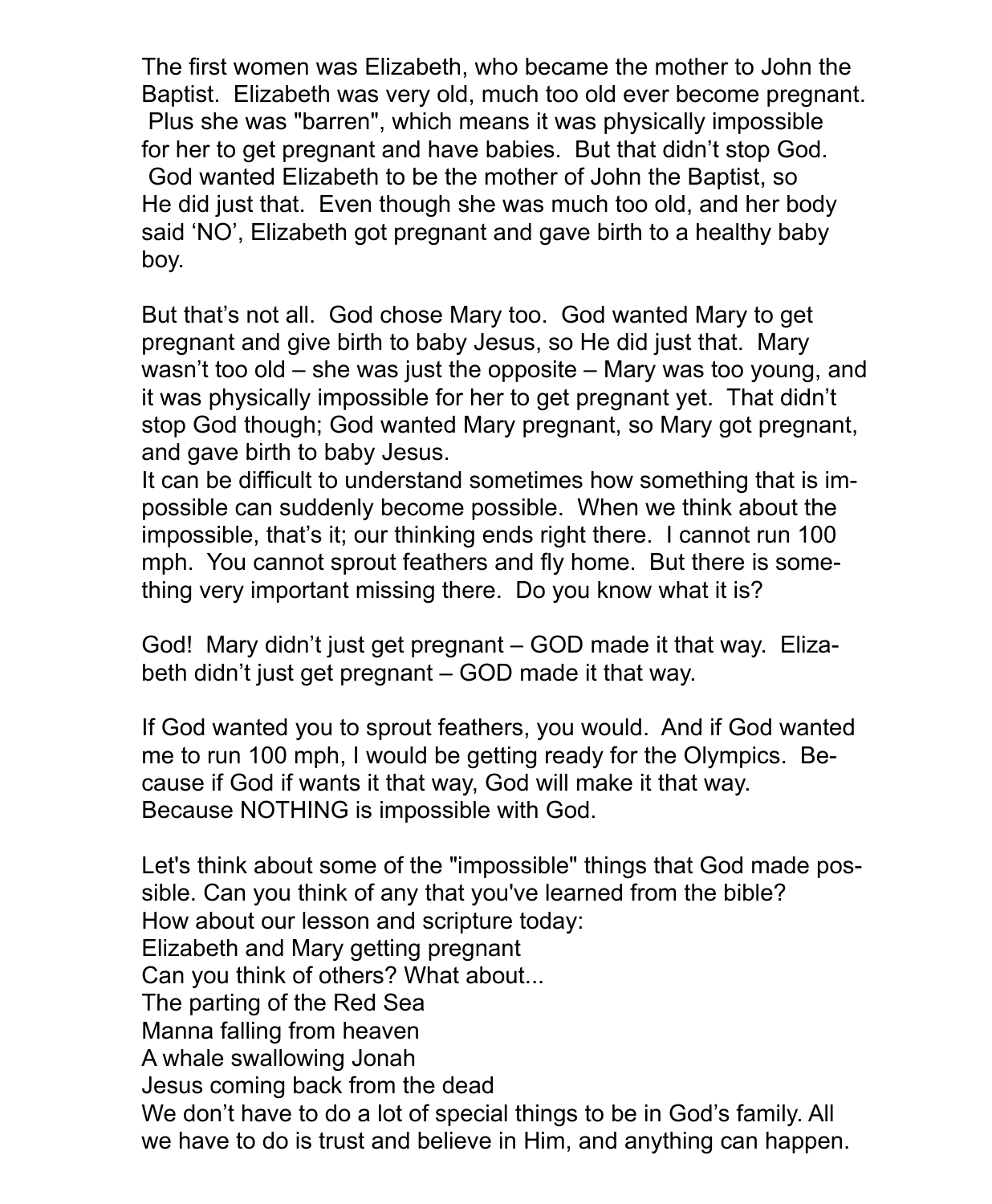The first women was Elizabeth, who became the mother to John the Baptist. Elizabeth was very old, much too old ever become pregnant. Plus she was "barren", which means it was physically impossible for her to get pregnant and have babies. But that didn't stop God. God wanted Elizabeth to be the mother of John the Baptist, so He did just that. Even though she was much too old, and her body said 'NO', Elizabeth got pregnant and gave birth to a healthy baby boy.

But that's not all. God chose Mary too. God wanted Mary to get pregnant and give birth to baby Jesus, so He did just that. Mary wasn't too old – she was just the opposite – Mary was too young, and it was physically impossible for her to get pregnant yet. That didn't stop God though; God wanted Mary pregnant, so Mary got pregnant, and gave birth to baby Jesus.

It can be difficult to understand sometimes how something that is impossible can suddenly become possible. When we think about the impossible, that's it; our thinking ends right there. I cannot run 100 mph. You cannot sprout feathers and fly home. But there is something very important missing there. Do you know what it is?

God! Mary didn't just get pregnant – GOD made it that way. Elizabeth didn't just get pregnant – GOD made it that way.

If God wanted you to sprout feathers, you would. And if God wanted me to run 100 mph, I would be getting ready for the Olympics. Because if God if wants it that way, God will make it that way. Because NOTHING is impossible with God.

Let's think about some of the "impossible" things that God made possible. Can you think of any that you've learned from the bible?
How about our lesson and scripture today:
Elizabeth and Mary getting pregnant
Can you think of others? What about...
The parting of the Red Sea
Manna falling from heaven
A whale swallowing Jonah
Jesus coming back from the dead
We don't have to do a lot of special things to be in God's family. All we have to do is trust and believe in Him, and anything can happen.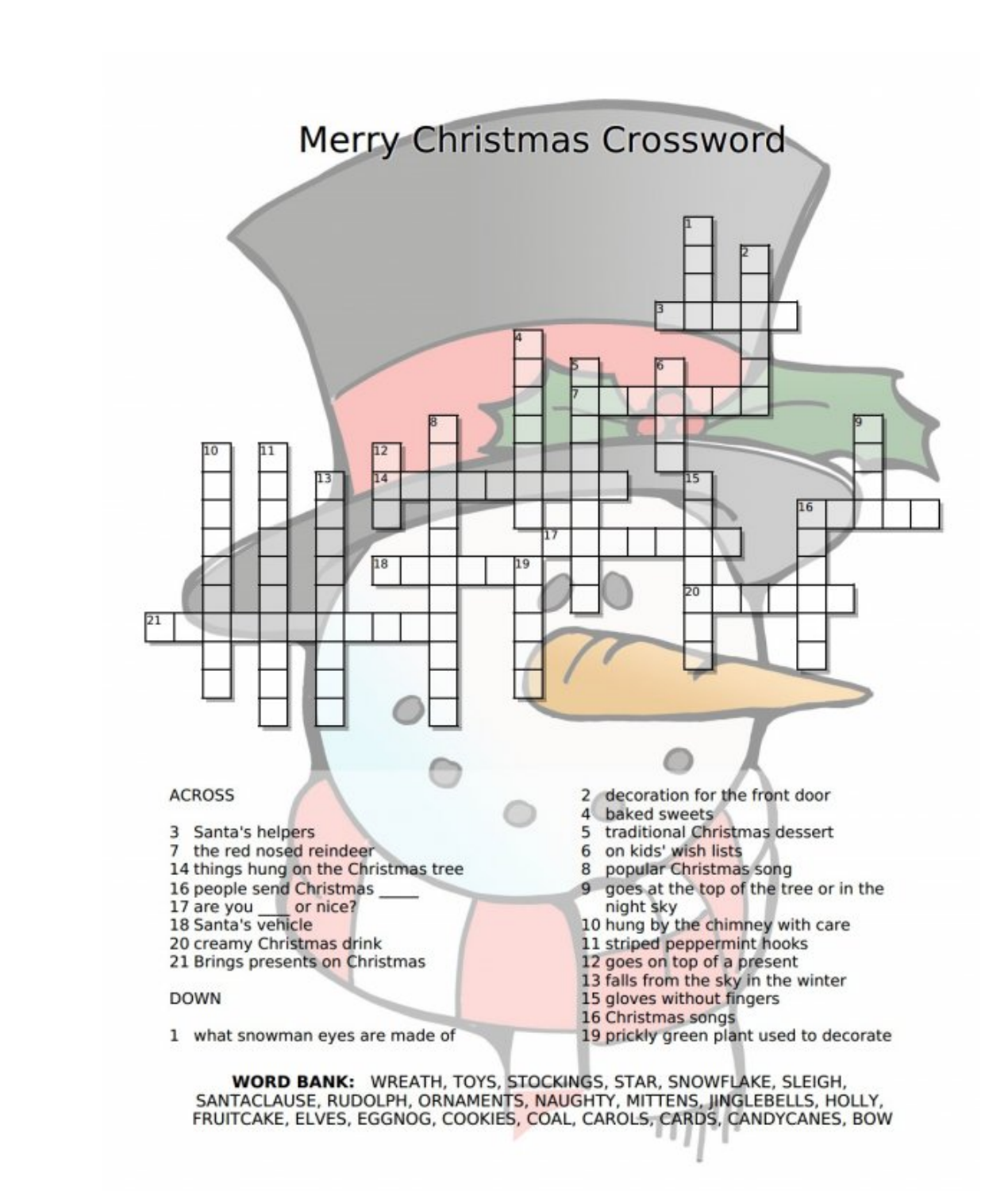# Merry Christmas Crossword

ACROSS

3 Santa's helpers
7 the red nosed reindeer
14 things hung on the Christmas tree
16 people send Christmas _____
17 are you _____ or nice?
18 Santa's vehicle
20 creamy Christmas drink
21 Brings presents on Christmas

DOWN

1 what snowman eyes are made of
2 decoration for the front door
4 baked sweets
5 traditional Christmas dessert
6 on kids' wish lists
8 popular Christmas song
9 goes at the top of the tree or in the night sky
10 hung by the chimney with care
11 striped peppermint hooks
12 goes on top of a present
13 falls from the sky in the winter
15 gloves without fingers
16 Christmas songs
19 prickly green plant used to decorate

**WORD BANK:** WREATH, TOYS, STOCKINGS, STAR, SNOWFLAKE, SLEIGH, SANTACLAUSE, RUDOLPH, ORNAMENTS, NAUGHTY, MITTENS, JINGLEBELLS, HOLLY, FRUITCAKE, ELVES, EGGNOG, COOKIES, COAL, CAROLS, CARDS, CANDYCANES, BOW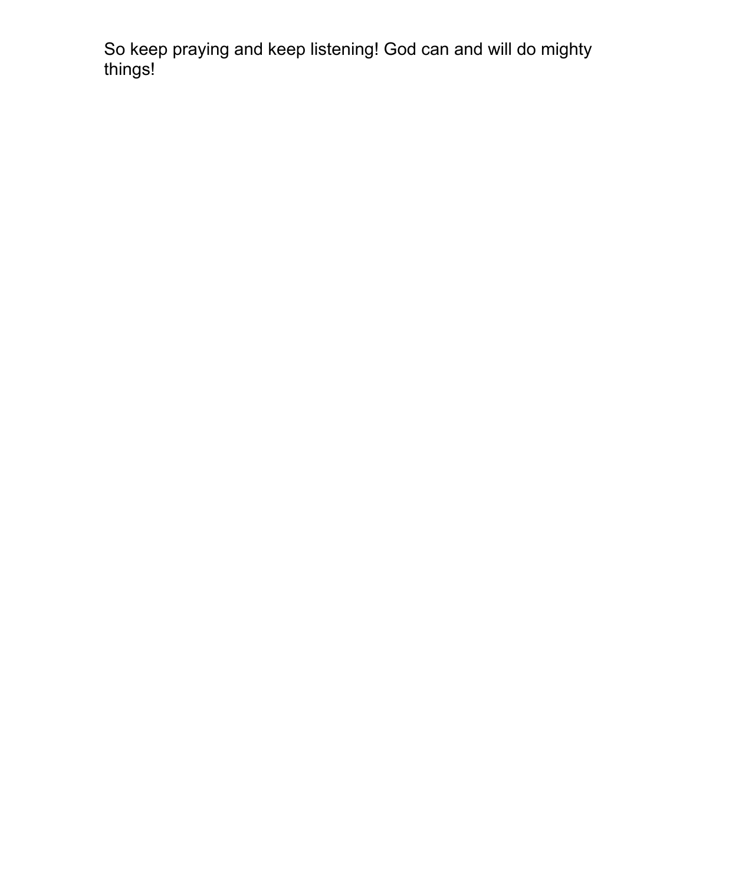So keep praying and keep listening! God can and will do mighty things!